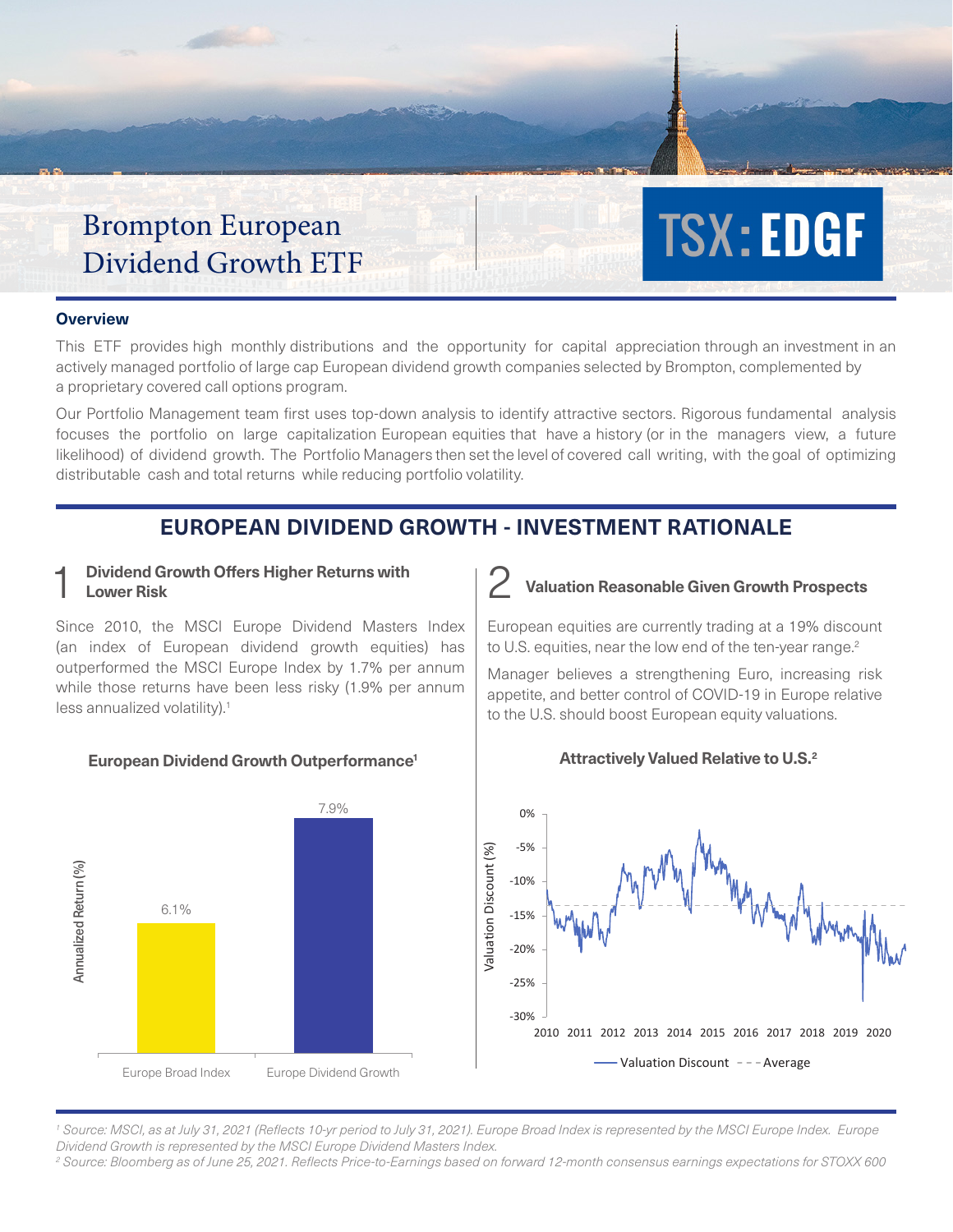# Brompton European Dividend Growth ETF

**TSX: EDGF**

## Overview

This ETF provides high monthly distributions and the opportunity for capital appreciation through an investment in an actively managed portfolio of large cap European dividend growth companies selected by Brompton, complemented by a proprietary covered call options program.

Our Portfolio Management team first uses top-down analysis to identify attractive sectors. Rigorous fundamental analysis focuses the portfolio on large capitalization European equities that have a history (or in the managers view, a future likelihood) of dividend growth. The Portfolio Managers then set the level of covered call writing, with the goal of optimizing distributable cash and total returns while reducing portfolio volatility.

## EUROPEAN DIVIDEND GROWTH - INVESTMENT RATIONALE

### 1 Dividend Growth Offers Higher Returns with Lower Risk

Since 2010, the MSCI Europe Dividend Masters Index (an index of European dividend growth equities) has outperformed the MSCI Europe Index by 1.7% per annum while those returns have been less risky (1.9% per annum less annualized volatility).[1]

**European Dividend Growth Outperformance[1]**

| | Annualized Return (%) |
|---|---|
| Europe Broad Index | 6.1% |
| Europe Dividend Growth | 7.9% |

### 2 Valuation Reasonable Given Growth Prospects

European equities are currently trading at a 19% discount to U.S. equities, near the low end of the ten-year range.[2]

Manager believes a strengthening Euro, increasing risk appetite, and better control of COVID-19 in Europe relative to the U.S. should boost European equity valuations.

**Attractively Valued Relative to U.S.[2]**

Valuation Discount (%) — 2010 to 2020; Legend: Valuation Discount, Average

---

*[1] Source: MSCI, as at July 31, 2021 (Reflects 10-yr period to July 31, 2021). Europe Broad Index is represented by the MSCI Europe Index. Europe Dividend Growth is represented by the MSCI Europe Dividend Masters Index.*

*[2] Source: Bloomberg as of June 25, 2021. Reflects Price-to-Earnings based on forward 12-month consensus earnings expectations for STOXX 600*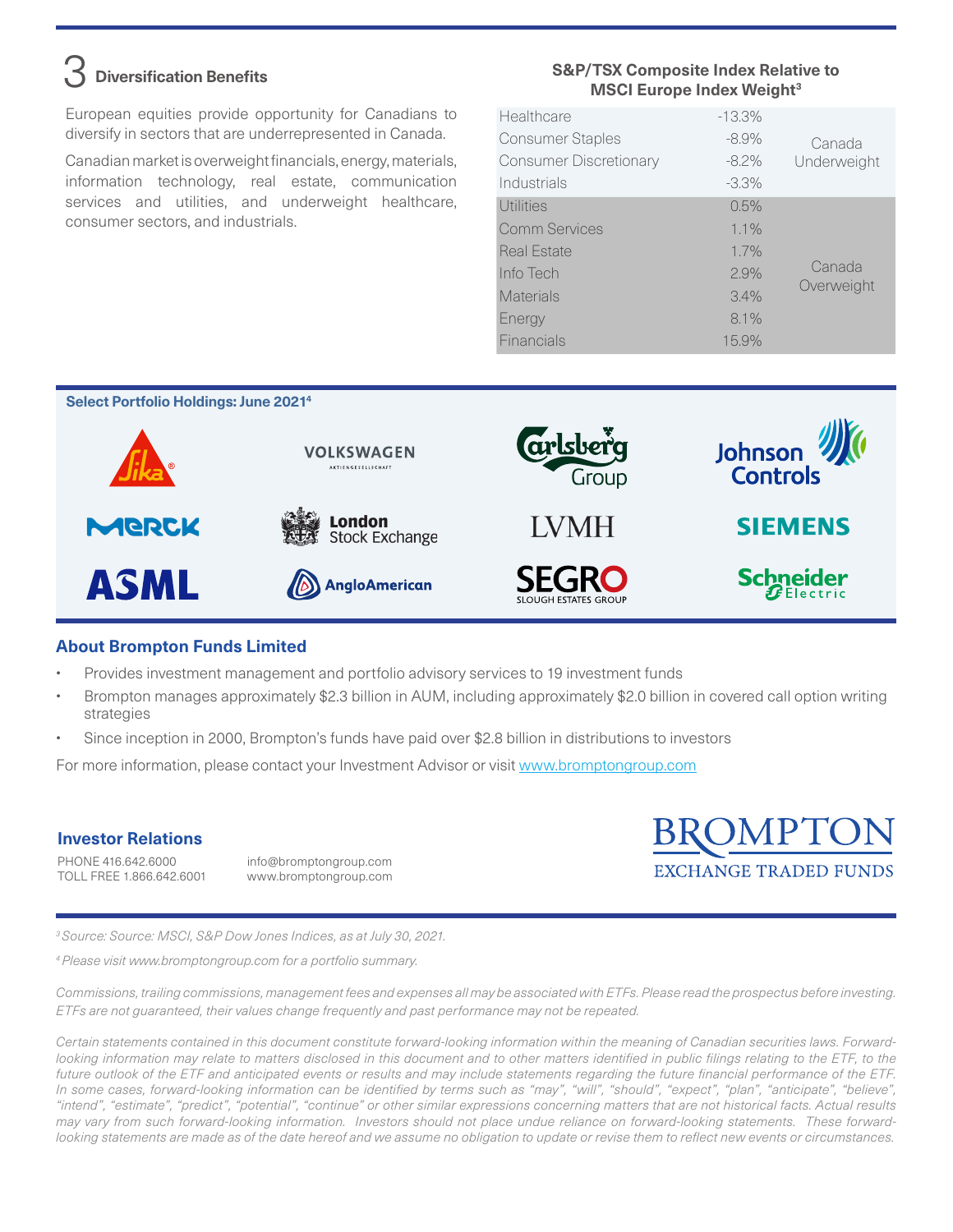## 3 Diversification Benefits

European equities provide opportunity for Canadians to diversify in sectors that are underrepresented in Canada.

Canadian market is overweight financials, energy, materials, information technology, real estate, communication services and utilities, and underweight healthcare, consumer sectors, and industrials.

**S&P/TSX Composite Index Relative to MSCI Europe Index Weight[3]**

| | | |
|---|---|---|
| Healthcare | -13.3% | Canada Underweight |
| Consumer Staples | -8.9% | |
| Consumer Discretionary | -8.2% | |
| Industrials | -3.3% | |
| Utilities | 0.5% | Canada Overweight |
| Comm Services | 1.1% | |
| Real Estate | 1.7% | |
| Info Tech | 2.9% | |
| Materials | 3.4% | |
| Energy | 8.1% | |
| Financials | 15.9% | |

**Select Portfolio Holdings: June 2021[4]**

Sika
VOLKSWAGEN AKTIENGESELLSCHAFT
Carlsberg Group
Johnson Controls
MERCK
London Stock Exchange
LVMH
SIEMENS
ASML
AngloAmerican
SEGRO SLOUGH ESTATES GROUP
Schneider Electric

## About Brompton Funds Limited

- Provides investment management and portfolio advisory services to 19 investment funds
- Brompton manages approximately $2.3 billion in AUM, including approximately $2.0 billion in covered call option writing strategies
- Since inception in 2000, Brompton's funds have paid over $2.8 billion in distributions to investors

For more information, please contact your Investment Advisor or visit www.bromptongroup.com

### Investor Relations

PHONE 416.642.6000
TOLL FREE 1.866.642.6001

info@bromptongroup.com
www.bromptongroup.com

BROMPTON
EXCHANGE TRADED FUNDS

*[3] Source: Source: MSCI, S&P Dow Jones Indices, as at July 30, 2021.*

*[4] Please visit www.bromptongroup.com for a portfolio summary.*

*Commissions, trailing commissions, management fees and expenses all may be associated with ETFs. Please read the prospectus before investing. ETFs are not guaranteed, their values change frequently and past performance may not be repeated.*

*Certain statements contained in this document constitute forward-looking information within the meaning of Canadian securities laws. Forward-looking information may relate to matters disclosed in this document and to other matters identified in public filings relating to the ETF, to the future outlook of the ETF and anticipated events or results and may include statements regarding the future financial performance of the ETF. In some cases, forward-looking information can be identified by terms such as "may", "will", "should", "expect", "plan", "anticipate", "believe", "intend", "estimate", "predict", "potential", "continue" or other similar expressions concerning matters that are not historical facts. Actual results may vary from such forward-looking information. Investors should not place undue reliance on forward-looking statements. These forward-looking statements are made as of the date hereof and we assume no obligation to update or revise them to reflect new events or circumstances.*